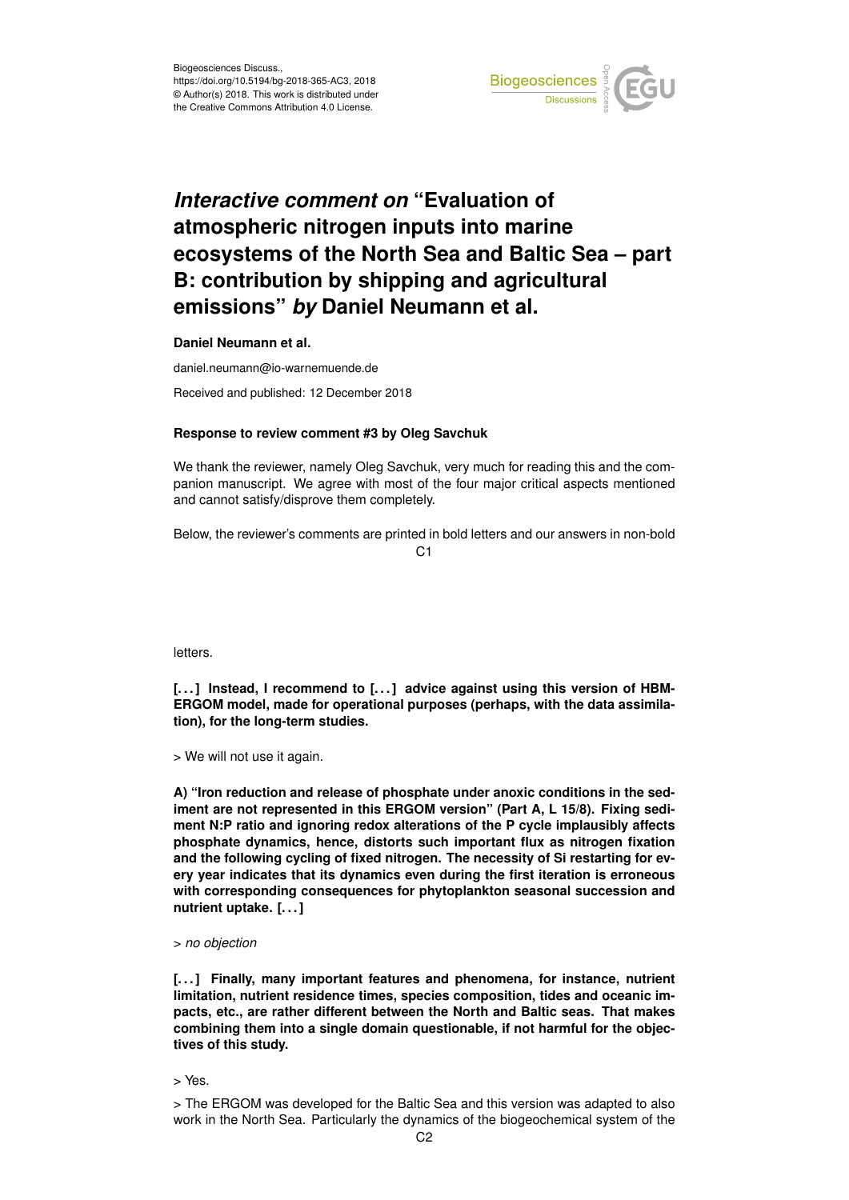Biogeosciences Discuss.,
https://doi.org/10.5194/bg-2018-365-AC3, 2018
© Author(s) 2018. This work is distributed under
the Creative Commons Attribution 4.0 License.

# *Interactive comment on* "Evaluation of atmospheric nitrogen inputs into marine ecosystems of the North Sea and Baltic Sea – part B: contribution by shipping and agricultural emissions" *by* Daniel Neumann et al.

**Daniel Neumann et al.**

daniel.neumann@io-warnemuende.de

Received and published: 12 December 2018

**Response to review comment #3 by Oleg Savchuk**

We thank the reviewer, namely Oleg Savchuk, very much for reading this and the companion manuscript. We agree with most of the four major critical aspects mentioned and cannot satisfy/disprove them completely.

Below, the reviewer's comments are printed in bold letters and our answers in non-bold letters.

**[. . .] Instead, I recommend to [. . .] advice against using this version of HBM-ERGOM model, made for operational purposes (perhaps, with the data assimilation), for the long-term studies.**

> We will not use it again.

**A) "Iron reduction and release of phosphate under anoxic conditions in the sediment are not represented in this ERGOM version" (Part A, L 15/8). Fixing sediment N:P ratio and ignoring redox alterations of the P cycle implausibly affects phosphate dynamics, hence, distorts such important flux as nitrogen fixation and the following cycling of fixed nitrogen. The necessity of Si restarting for every year indicates that its dynamics even during the first iteration is erroneous with corresponding consequences for phytoplankton seasonal succession and nutrient uptake. [. . .]**

> *no objection*

**[. . .] Finally, many important features and phenomena, for instance, nutrient limitation, nutrient residence times, species composition, tides and oceanic impacts, etc., are rather different between the North and Baltic seas. That makes combining them into a single domain questionable, if not harmful for the objectives of this study.**

> Yes.

> The ERGOM was developed for the Baltic Sea and this version was adapted to also work in the North Sea. Particularly the dynamics of the biogeochemical system of the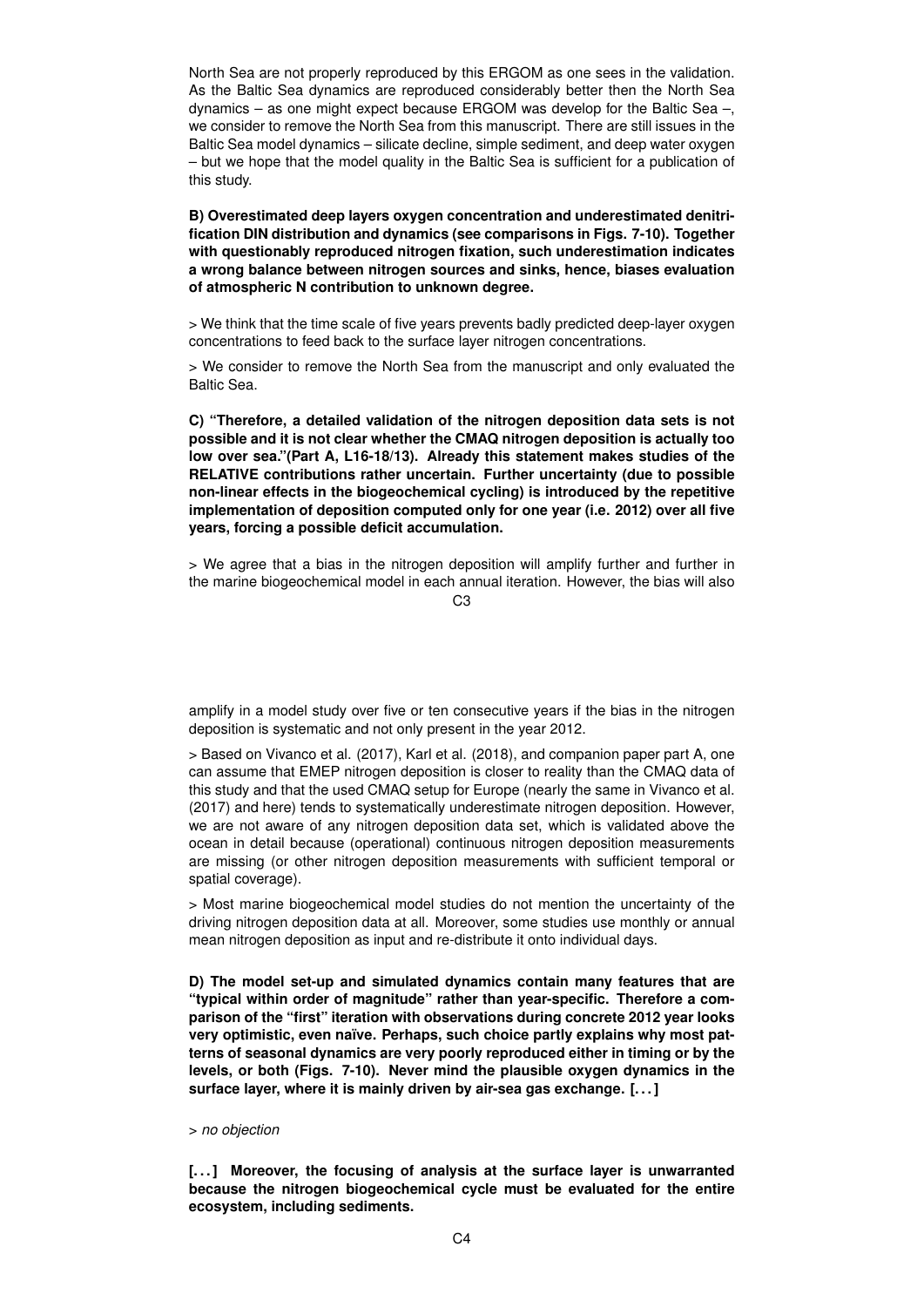North Sea are not properly reproduced by this ERGOM as one sees in the validation. As the Baltic Sea dynamics are reproduced considerably better then the North Sea dynamics – as one might expect because ERGOM was develop for the Baltic Sea –, we consider to remove the North Sea from this manuscript. There are still issues in the Baltic Sea model dynamics – silicate decline, simple sediment, and deep water oxygen – but we hope that the model quality in the Baltic Sea is sufficient for a publication of this study.

**B) Overestimated deep layers oxygen concentration and underestimated denitrification DIN distribution and dynamics (see comparisons in Figs. 7-10). Together with questionably reproduced nitrogen fixation, such underestimation indicates a wrong balance between nitrogen sources and sinks, hence, biases evaluation of atmospheric N contribution to unknown degree.**

> We think that the time scale of five years prevents badly predicted deep-layer oxygen concentrations to feed back to the surface layer nitrogen concentrations.

> We consider to remove the North Sea from the manuscript and only evaluated the Baltic Sea.

**C) "Therefore, a detailed validation of the nitrogen deposition data sets is not possible and it is not clear whether the CMAQ nitrogen deposition is actually too low over sea."(Part A, L16-18/13). Already this statement makes studies of the RELATIVE contributions rather uncertain. Further uncertainty (due to possible non-linear effects in the biogeochemical cycling) is introduced by the repetitive implementation of deposition computed only for one year (i.e. 2012) over all five years, forcing a possible deficit accumulation.**

> We agree that a bias in the nitrogen deposition will amplify further and further in the marine biogeochemical model in each annual iteration. However, the bias will also amplify in a model study over five or ten consecutive years if the bias in the nitrogen deposition is systematic and not only present in the year 2012.

> Based on Vivanco et al. (2017), Karl et al. (2018), and companion paper part A, one can assume that EMEP nitrogen deposition is closer to reality than the CMAQ data of this study and that the used CMAQ setup for Europe (nearly the same in Vivanco et al. (2017) and here) tends to systematically underestimate nitrogen deposition. However, we are not aware of any nitrogen deposition data set, which is validated above the ocean in detail because (operational) continuous nitrogen deposition measurements are missing (or other nitrogen deposition measurements with sufficient temporal or spatial coverage).

> Most marine biogeochemical model studies do not mention the uncertainty of the driving nitrogen deposition data at all. Moreover, some studies use monthly or annual mean nitrogen deposition as input and re-distribute it onto individual days.

**D) The model set-up and simulated dynamics contain many features that are "typical within order of magnitude" rather than year-specific. Therefore a comparison of the "first" iteration with observations during concrete 2012 year looks very optimistic, even naïve. Perhaps, such choice partly explains why most patterns of seasonal dynamics are very poorly reproduced either in timing or by the levels, or both (Figs. 7-10). Never mind the plausible oxygen dynamics in the surface layer, where it is mainly driven by air-sea gas exchange. [. . . ]**

> *no objection*

**[. . . ] Moreover, the focusing of analysis at the surface layer is unwarranted because the nitrogen biogeochemical cycle must be evaluated for the entire ecosystem, including sediments.**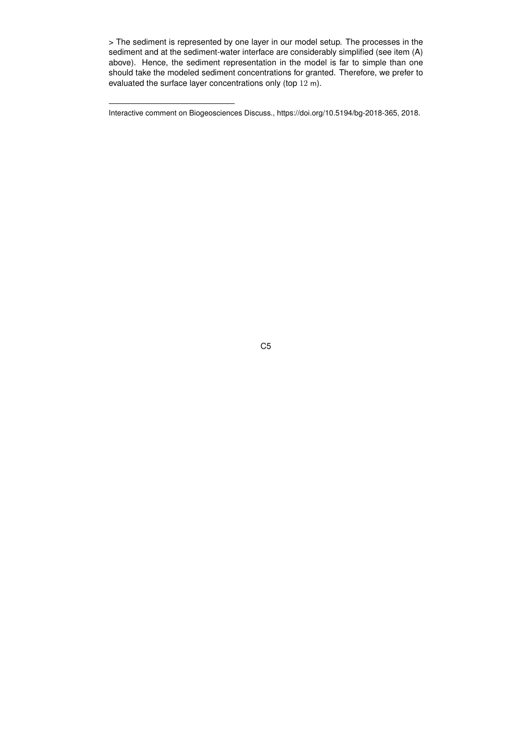> The sediment is represented by one layer in our model setup. The processes in the sediment and at the sediment-water interface are considerably simplified (see item (A) above). Hence, the sediment representation in the model is far to simple than one should take the modeled sediment concentrations for granted. Therefore, we prefer to evaluated the surface layer concentrations only (top $12\ \mathrm{m}$).

---

Interactive comment on Biogeosciences Discuss., https://doi.org/10.5194/bg-2018-365, 2018.